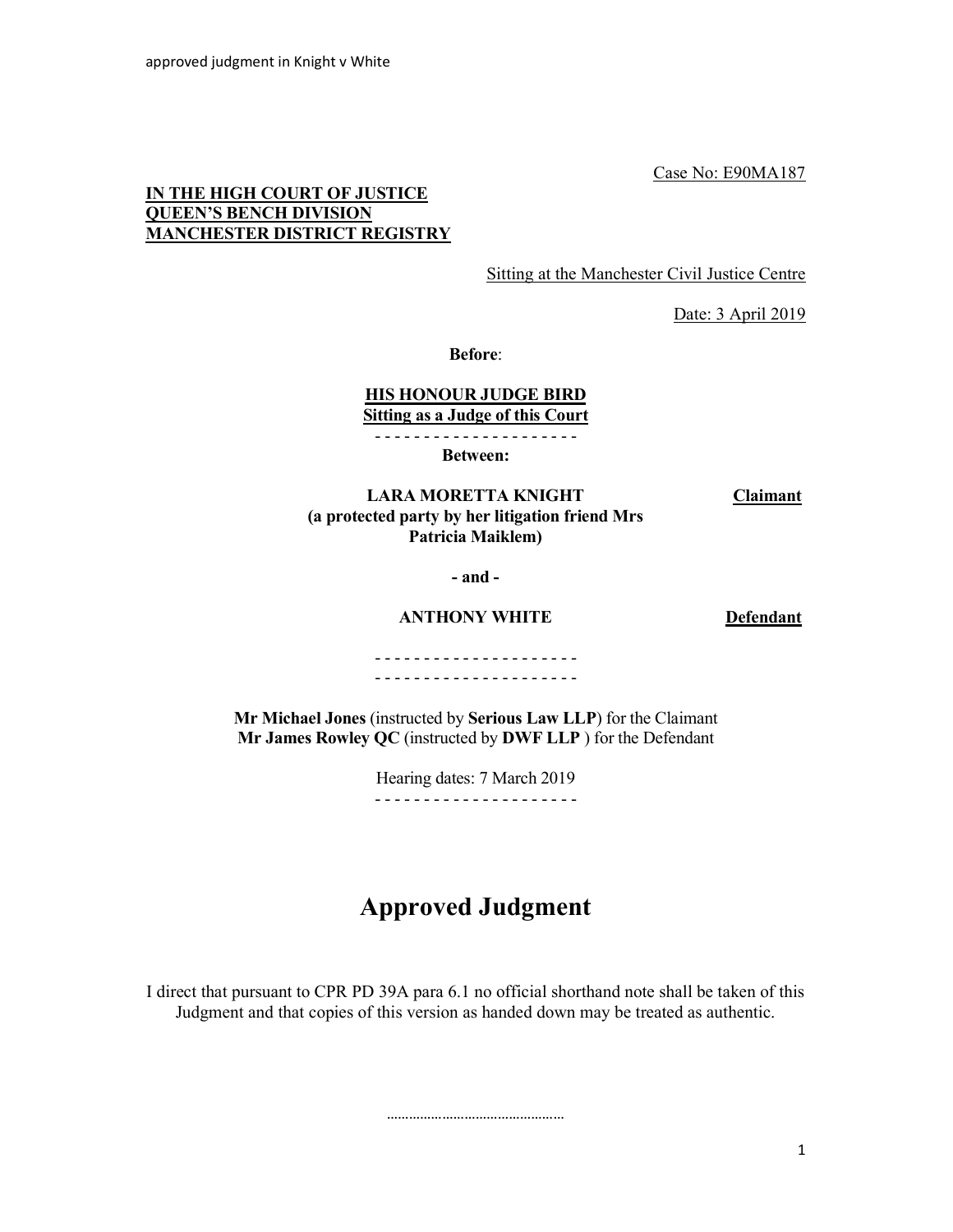Case No: E90MA187

**IN THE HIGH COURT OF JUSTICE**
**QUEEN'S BENCH DIVISION**
**MANCHESTER DISTRICT REGISTRY**

Sitting at the Manchester Civil Justice Centre

Date: 3 April 2019

**Before**:

**HIS HONOUR JUDGE BIRD**
**Sitting as a Judge of this Court**

- - - - - - - - - - - - - - - - - - - - -

**Between:**

| | |
|---|---|
| **LARA MORETTA KNIGHT (a protected party by her litigation friend Mrs Patricia Maiklem)** | **Claimant** |
| **- and -** | |
| **ANTHONY WHITE** | **Defendant** |

- - - - - - - - - - - - - - - - - - - - -
- - - - - - - - - - - - - - - - - - - - -

**Mr Michael Jones** (instructed by **Serious Law LLP**) for the Claimant
**Mr James Rowley QC** (instructed by **DWF LLP** ) for the Defendant

Hearing dates: 7 March 2019

- - - - - - - - - - - - - - - - - - - - -

# Approved Judgment

I direct that pursuant to CPR PD 39A para 6.1 no official shorthand note shall be taken of this Judgment and that copies of this version as handed down may be treated as authentic.

…………………………………………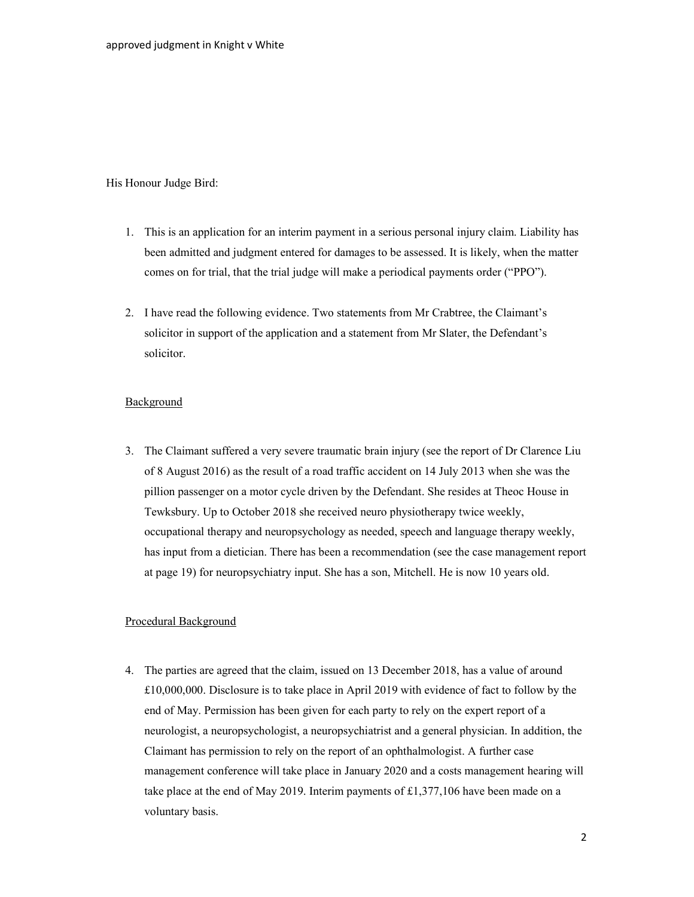His Honour Judge Bird:

1. This is an application for an interim payment in a serious personal injury claim. Liability has been admitted and judgment entered for damages to be assessed. It is likely, when the matter comes on for trial, that the trial judge will make a periodical payments order ("PPO").

2. I have read the following evidence. Two statements from Mr Crabtree, the Claimant's solicitor in support of the application and a statement from Mr Slater, the Defendant's solicitor.

## Background

3. The Claimant suffered a very severe traumatic brain injury (see the report of Dr Clarence Liu of 8 August 2016) as the result of a road traffic accident on 14 July 2013 when she was the pillion passenger on a motor cycle driven by the Defendant. She resides at Theoc House in Tewksbury. Up to October 2018 she received neuro physiotherapy twice weekly, occupational therapy and neuropsychology as needed, speech and language therapy weekly, has input from a dietician. There has been a recommendation (see the case management report at page 19) for neuropsychiatry input. She has a son, Mitchell. He is now 10 years old.

## Procedural Background

4. The parties are agreed that the claim, issued on 13 December 2018, has a value of around £10,000,000. Disclosure is to take place in April 2019 with evidence of fact to follow by the end of May. Permission has been given for each party to rely on the expert report of a neurologist, a neuropsychologist, a neuropsychiatrist and a general physician. In addition, the Claimant has permission to rely on the report of an ophthalmologist. A further case management conference will take place in January 2020 and a costs management hearing will take place at the end of May 2019. Interim payments of £1,377,106 have been made on a voluntary basis.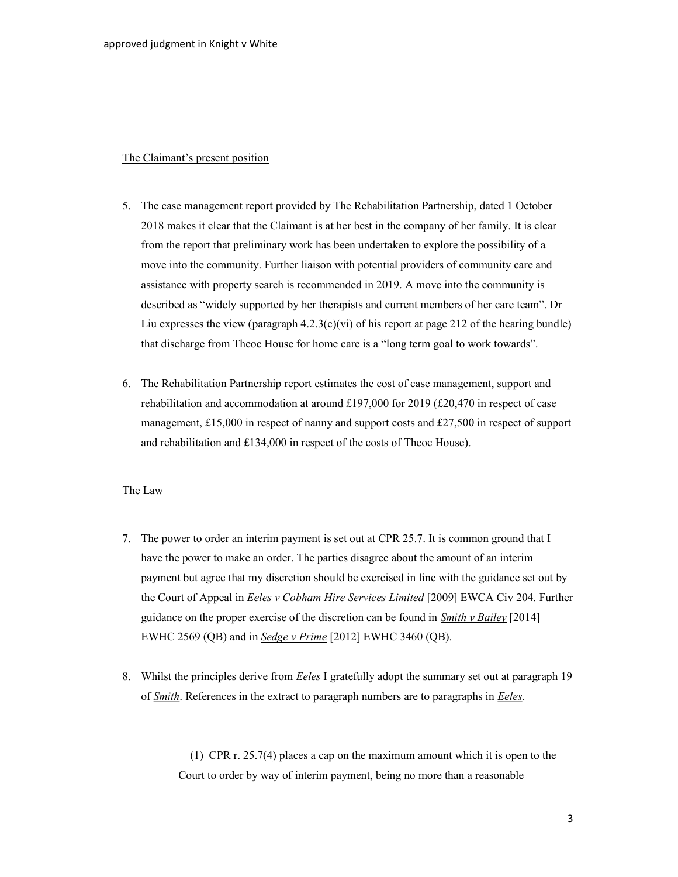The Claimant's present position

5. The case management report provided by The Rehabilitation Partnership, dated 1 October 2018 makes it clear that the Claimant is at her best in the company of her family. It is clear from the report that preliminary work has been undertaken to explore the possibility of a move into the community. Further liaison with potential providers of community care and assistance with property search is recommended in 2019. A move into the community is described as "widely supported by her therapists and current members of her care team". Dr Liu expresses the view (paragraph 4.2.3(c)(vi) of his report at page 212 of the hearing bundle) that discharge from Theoc House for home care is a "long term goal to work towards".

6. The Rehabilitation Partnership report estimates the cost of case management, support and rehabilitation and accommodation at around £197,000 for 2019 (£20,470 in respect of case management, £15,000 in respect of nanny and support costs and £27,500 in respect of support and rehabilitation and £134,000 in respect of the costs of Theoc House).

The Law

7. The power to order an interim payment is set out at CPR 25.7. It is common ground that I have the power to make an order. The parties disagree about the amount of an interim payment but agree that my discretion should be exercised in line with the guidance set out by the Court of Appeal in ***Eeles v Cobham Hire Services Limited*** [2009] EWCA Civ 204. Further guidance on the proper exercise of the discretion can be found in ***Smith v Bailey*** [2014] EWHC 2569 (QB) and in ***Sedge v Prime*** [2012] EWHC 3460 (QB).

8. Whilst the principles derive from ***Eeles*** I gratefully adopt the summary set out at paragraph 19 of ***Smith***. References in the extract to paragraph numbers are to paragraphs in ***Eeles***.

> (1) CPR r. 25.7(4) places a cap on the maximum amount which it is open to the Court to order by way of interim payment, being no more than a reasonable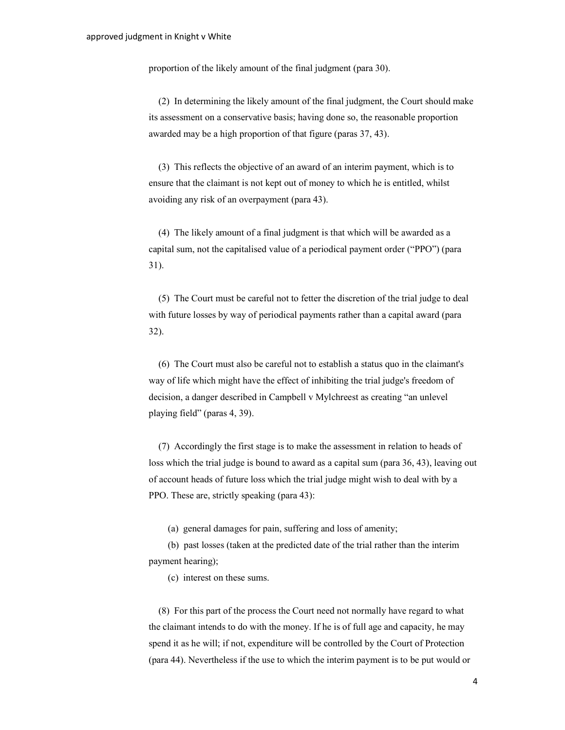proportion of the likely amount of the final judgment (para 30).

(2) In determining the likely amount of the final judgment, the Court should make its assessment on a conservative basis; having done so, the reasonable proportion awarded may be a high proportion of that figure (paras 37, 43).

(3) This reflects the objective of an award of an interim payment, which is to ensure that the claimant is not kept out of money to which he is entitled, whilst avoiding any risk of an overpayment (para 43).

(4) The likely amount of a final judgment is that which will be awarded as a capital sum, not the capitalised value of a periodical payment order ("PPO") (para 31).

(5) The Court must be careful not to fetter the discretion of the trial judge to deal with future losses by way of periodical payments rather than a capital award (para 32).

(6) The Court must also be careful not to establish a status quo in the claimant's way of life which might have the effect of inhibiting the trial judge's freedom of decision, a danger described in Campbell v Mylchreest as creating "an unlevel playing field" (paras 4, 39).

(7) Accordingly the first stage is to make the assessment in relation to heads of loss which the trial judge is bound to award as a capital sum (para 36, 43), leaving out of account heads of future loss which the trial judge might wish to deal with by a PPO. These are, strictly speaking (para 43):

(a) general damages for pain, suffering and loss of amenity;

(b) past losses (taken at the predicted date of the trial rather than the interim payment hearing);

(c) interest on these sums.

(8) For this part of the process the Court need not normally have regard to what the claimant intends to do with the money. If he is of full age and capacity, he may spend it as he will; if not, expenditure will be controlled by the Court of Protection (para 44). Nevertheless if the use to which the interim payment is to be put would or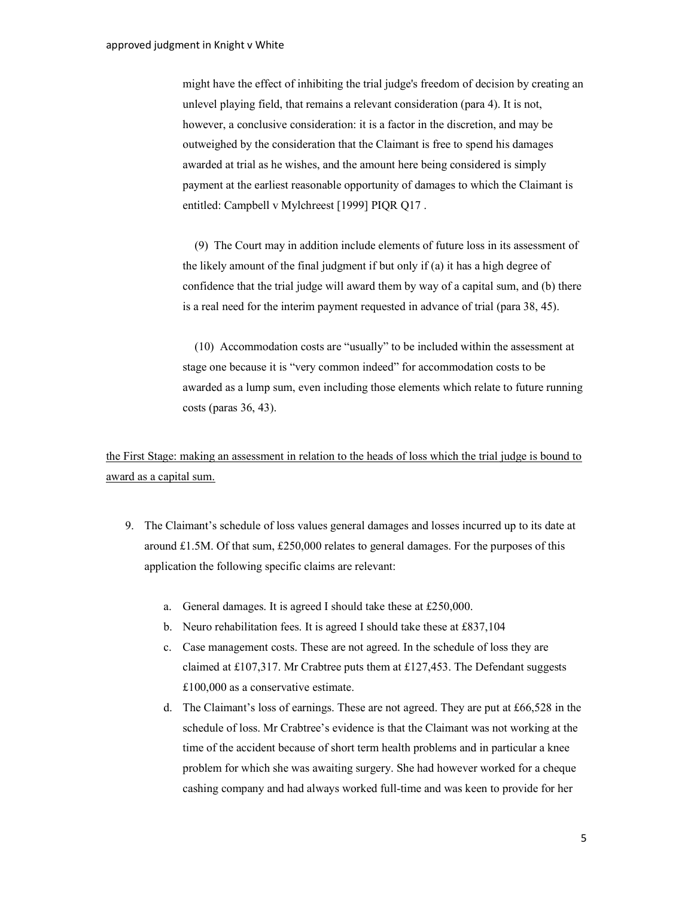might have the effect of inhibiting the trial judge's freedom of decision by creating an unlevel playing field, that remains a relevant consideration (para 4). It is not, however, a conclusive consideration: it is a factor in the discretion, and may be outweighed by the consideration that the Claimant is free to spend his damages awarded at trial as he wishes, and the amount here being considered is simply payment at the earliest reasonable opportunity of damages to which the Claimant is entitled: Campbell v Mylchreest [1999] PIQR Q17 .

(9) The Court may in addition include elements of future loss in its assessment of the likely amount of the final judgment if but only if (a) it has a high degree of confidence that the trial judge will award them by way of a capital sum, and (b) there is a real need for the interim payment requested in advance of trial (para 38, 45).

(10) Accommodation costs are "usually" to be included within the assessment at stage one because it is "very common indeed" for accommodation costs to be awarded as a lump sum, even including those elements which relate to future running costs (paras 36, 43).

<u>the First Stage: making an assessment in relation to the heads of loss which the trial judge is bound to award as a capital sum.</u>

9. The Claimant's schedule of loss values general damages and losses incurred up to its date at around £1.5M. Of that sum, £250,000 relates to general damages. For the purposes of this application the following specific claims are relevant:

   a. General damages. It is agreed I should take these at £250,000.
   b. Neuro rehabilitation fees. It is agreed I should take these at £837,104
   c. Case management costs. These are not agreed. In the schedule of loss they are claimed at £107,317. Mr Crabtree puts them at £127,453. The Defendant suggests £100,000 as a conservative estimate.
   d. The Claimant's loss of earnings. These are not agreed. They are put at £66,528 in the schedule of loss. Mr Crabtree's evidence is that the Claimant was not working at the time of the accident because of short term health problems and in particular a knee problem for which she was awaiting surgery. She had however worked for a cheque cashing company and had always worked full-time and was keen to provide for her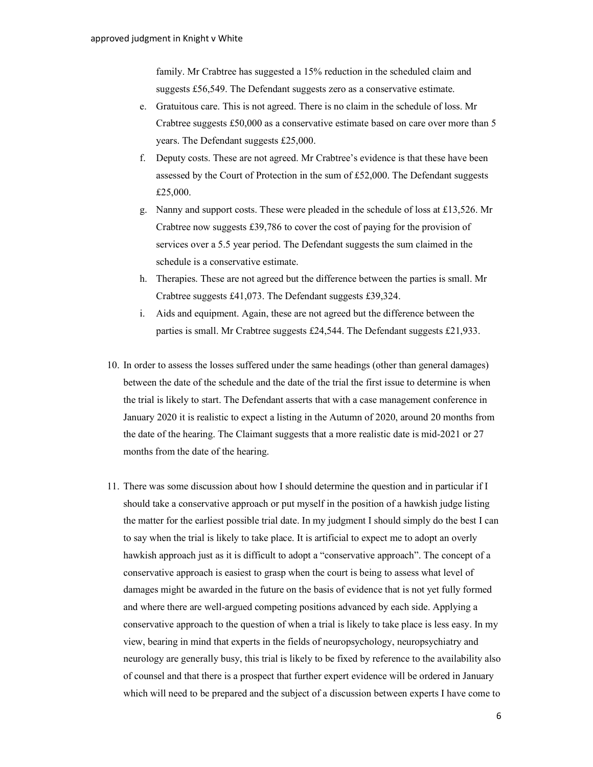family. Mr Crabtree has suggested a 15% reduction in the scheduled claim and suggests £56,549. The Defendant suggests zero as a conservative estimate.

e. Gratuitous care. This is not agreed. There is no claim in the schedule of loss. Mr Crabtree suggests £50,000 as a conservative estimate based on care over more than 5 years. The Defendant suggests £25,000.

f. Deputy costs. These are not agreed. Mr Crabtree's evidence is that these have been assessed by the Court of Protection in the sum of £52,000. The Defendant suggests £25,000.

g. Nanny and support costs. These were pleaded in the schedule of loss at £13,526. Mr Crabtree now suggests £39,786 to cover the cost of paying for the provision of services over a 5.5 year period. The Defendant suggests the sum claimed in the schedule is a conservative estimate.

h. Therapies. These are not agreed but the difference between the parties is small. Mr Crabtree suggests £41,073. The Defendant suggests £39,324.

i. Aids and equipment. Again, these are not agreed but the difference between the parties is small. Mr Crabtree suggests £24,544. The Defendant suggests £21,933.

10. In order to assess the losses suffered under the same headings (other than general damages) between the date of the schedule and the date of the trial the first issue to determine is when the trial is likely to start. The Defendant asserts that with a case management conference in January 2020 it is realistic to expect a listing in the Autumn of 2020, around 20 months from the date of the hearing. The Claimant suggests that a more realistic date is mid-2021 or 27 months from the date of the hearing.

11. There was some discussion about how I should determine the question and in particular if I should take a conservative approach or put myself in the position of a hawkish judge listing the matter for the earliest possible trial date. In my judgment I should simply do the best I can to say when the trial is likely to take place. It is artificial to expect me to adopt an overly hawkish approach just as it is difficult to adopt a "conservative approach". The concept of a conservative approach is easiest to grasp when the court is being to assess what level of damages might be awarded in the future on the basis of evidence that is not yet fully formed and where there are well-argued competing positions advanced by each side. Applying a conservative approach to the question of when a trial is likely to take place is less easy. In my view, bearing in mind that experts in the fields of neuropsychology, neuropsychiatry and neurology are generally busy, this trial is likely to be fixed by reference to the availability also of counsel and that there is a prospect that further expert evidence will be ordered in January which will need to be prepared and the subject of a discussion between experts I have come to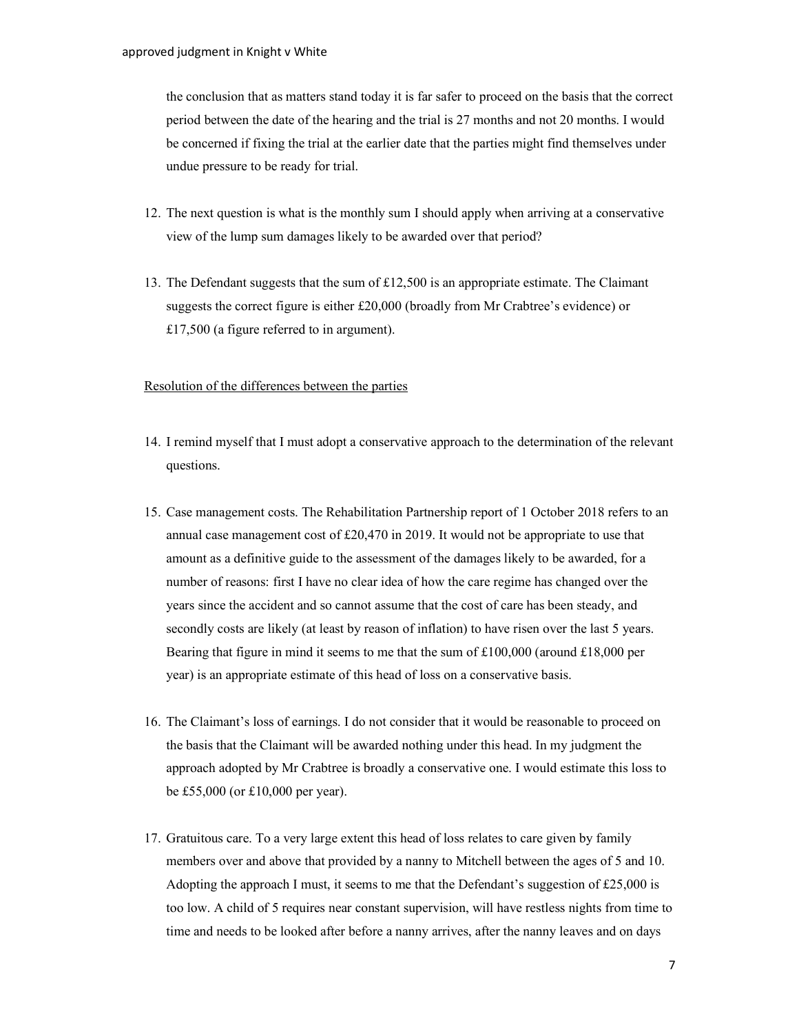the conclusion that as matters stand today it is far safer to proceed on the basis that the correct period between the date of the hearing and the trial is 27 months and not 20 months. I would be concerned if fixing the trial at the earlier date that the parties might find themselves under undue pressure to be ready for trial.

12. The next question is what is the monthly sum I should apply when arriving at a conservative view of the lump sum damages likely to be awarded over that period?

13. The Defendant suggests that the sum of £12,500 is an appropriate estimate. The Claimant suggests the correct figure is either £20,000 (broadly from Mr Crabtree's evidence) or £17,500 (a figure referred to in argument).

Resolution of the differences between the parties

14. I remind myself that I must adopt a conservative approach to the determination of the relevant questions.

15. Case management costs. The Rehabilitation Partnership report of 1 October 2018 refers to an annual case management cost of £20,470 in 2019. It would not be appropriate to use that amount as a definitive guide to the assessment of the damages likely to be awarded, for a number of reasons: first I have no clear idea of how the care regime has changed over the years since the accident and so cannot assume that the cost of care has been steady, and secondly costs are likely (at least by reason of inflation) to have risen over the last 5 years. Bearing that figure in mind it seems to me that the sum of £100,000 (around £18,000 per year) is an appropriate estimate of this head of loss on a conservative basis.

16. The Claimant's loss of earnings. I do not consider that it would be reasonable to proceed on the basis that the Claimant will be awarded nothing under this head. In my judgment the approach adopted by Mr Crabtree is broadly a conservative one. I would estimate this loss to be £55,000 (or £10,000 per year).

17. Gratuitous care. To a very large extent this head of loss relates to care given by family members over and above that provided by a nanny to Mitchell between the ages of 5 and 10. Adopting the approach I must, it seems to me that the Defendant's suggestion of £25,000 is too low. A child of 5 requires near constant supervision, will have restless nights from time to time and needs to be looked after before a nanny arrives, after the nanny leaves and on days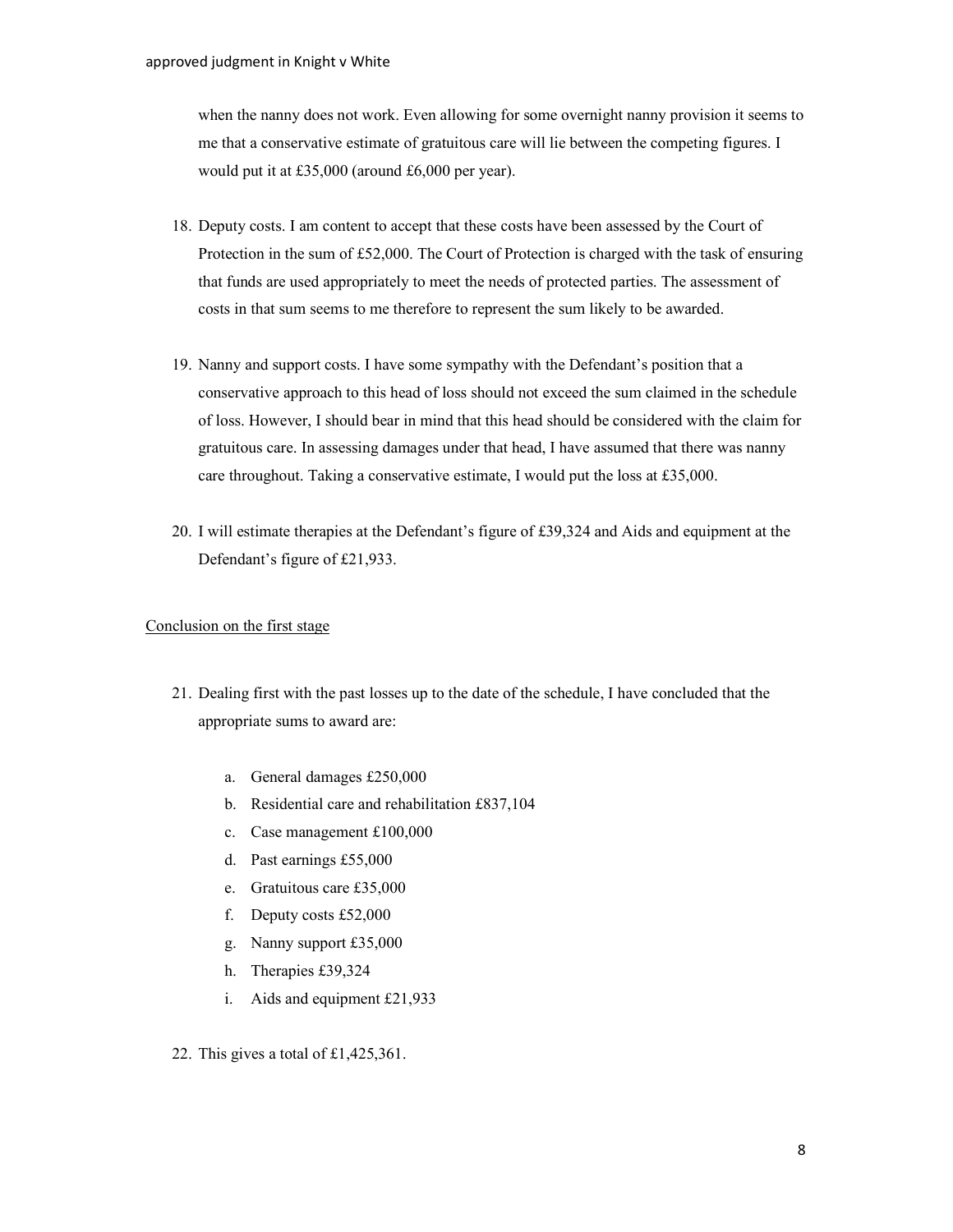when the nanny does not work. Even allowing for some overnight nanny provision it seems to me that a conservative estimate of gratuitous care will lie between the competing figures. I would put it at £35,000 (around £6,000 per year).

18. Deputy costs. I am content to accept that these costs have been assessed by the Court of Protection in the sum of £52,000. The Court of Protection is charged with the task of ensuring that funds are used appropriately to meet the needs of protected parties. The assessment of costs in that sum seems to me therefore to represent the sum likely to be awarded.

19. Nanny and support costs. I have some sympathy with the Defendant's position that a conservative approach to this head of loss should not exceed the sum claimed in the schedule of loss. However, I should bear in mind that this head should be considered with the claim for gratuitous care. In assessing damages under that head, I have assumed that there was nanny care throughout. Taking a conservative estimate, I would put the loss at £35,000.

20. I will estimate therapies at the Defendant's figure of £39,324 and Aids and equipment at the Defendant's figure of £21,933.

<u>Conclusion on the first stage</u>

21. Dealing first with the past losses up to the date of the schedule, I have concluded that the appropriate sums to award are:

    a. General damages £250,000
    b. Residential care and rehabilitation £837,104
    c. Case management £100,000
    d. Past earnings £55,000
    e. Gratuitous care £35,000
    f. Deputy costs £52,000
    g. Nanny support £35,000
    h. Therapies £39,324
    i. Aids and equipment £21,933

22. This gives a total of £1,425,361.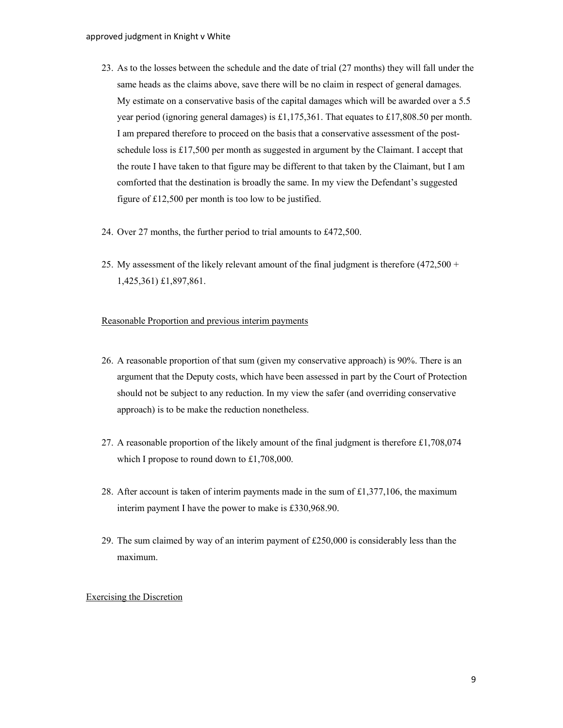23. As to the losses between the schedule and the date of trial (27 months) they will fall under the same heads as the claims above, save there will be no claim in respect of general damages. My estimate on a conservative basis of the capital damages which will be awarded over a 5.5 year period (ignoring general damages) is £1,175,361. That equates to £17,808.50 per month. I am prepared therefore to proceed on the basis that a conservative assessment of the post-schedule loss is £17,500 per month as suggested in argument by the Claimant. I accept that the route I have taken to that figure may be different to that taken by the Claimant, but I am comforted that the destination is broadly the same. In my view the Defendant's suggested figure of £12,500 per month is too low to be justified.

24. Over 27 months, the further period to trial amounts to £472,500.

25. My assessment of the likely relevant amount of the final judgment is therefore (472,500 + 1,425,361) £1,897,861.

<u>Reasonable Proportion and previous interim payments</u>

26. A reasonable proportion of that sum (given my conservative approach) is 90%. There is an argument that the Deputy costs, which have been assessed in part by the Court of Protection should not be subject to any reduction. In my view the safer (and overriding conservative approach) is to be make the reduction nonetheless.

27. A reasonable proportion of the likely amount of the final judgment is therefore £1,708,074 which I propose to round down to £1,708,000.

28. After account is taken of interim payments made in the sum of £1,377,106, the maximum interim payment I have the power to make is £330,968.90.

29. The sum claimed by way of an interim payment of £250,000 is considerably less than the maximum.

<u>Exercising the Discretion</u>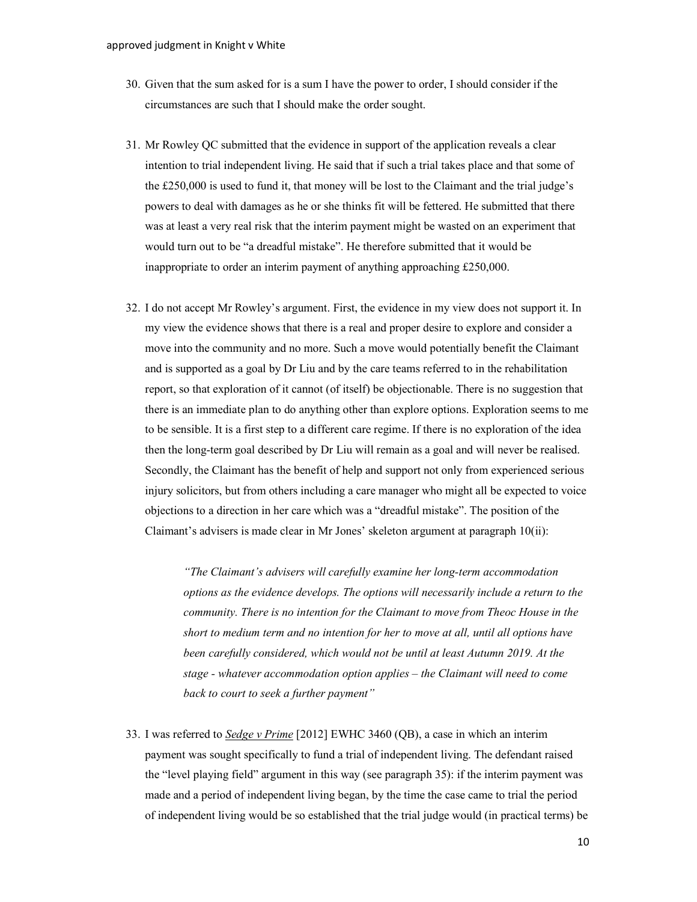30. Given that the sum asked for is a sum I have the power to order, I should consider if the circumstances are such that I should make the order sought.

31. Mr Rowley QC submitted that the evidence in support of the application reveals a clear intention to trial independent living. He said that if such a trial takes place and that some of the £250,000 is used to fund it, that money will be lost to the Claimant and the trial judge's powers to deal with damages as he or she thinks fit will be fettered. He submitted that there was at least a very real risk that the interim payment might be wasted on an experiment that would turn out to be "a dreadful mistake". He therefore submitted that it would be inappropriate to order an interim payment of anything approaching £250,000.

32. I do not accept Mr Rowley's argument. First, the evidence in my view does not support it. In my view the evidence shows that there is a real and proper desire to explore and consider a move into the community and no more. Such a move would potentially benefit the Claimant and is supported as a goal by Dr Liu and by the care teams referred to in the rehabilitation report, so that exploration of it cannot (of itself) be objectionable. There is no suggestion that there is an immediate plan to do anything other than explore options. Exploration seems to me to be sensible. It is a first step to a different care regime. If there is no exploration of the idea then the long-term goal described by Dr Liu will remain as a goal and will never be realised. Secondly, the Claimant has the benefit of help and support not only from experienced serious injury solicitors, but from others including a care manager who might all be expected to voice objections to a direction in her care which was a "dreadful mistake". The position of the Claimant's advisers is made clear in Mr Jones' skeleton argument at paragraph 10(ii):

    > *"The Claimant's advisers will carefully examine her long-term accommodation options as the evidence develops. The options will necessarily include a return to the community. There is no intention for the Claimant to move from Theoc House in the short to medium term and no intention for her to move at all, until all options have been carefully considered, which would not be until at least Autumn 2019. At the stage - whatever accommodation option applies – the Claimant will need to come back to court to seek a further payment"*

33. I was referred to *Sedge v Prime* [2012] EWHC 3460 (QB), a case in which an interim payment was sought specifically to fund a trial of independent living. The defendant raised the "level playing field" argument in this way (see paragraph 35): if the interim payment was made and a period of independent living began, by the time the case came to trial the period of independent living would be so established that the trial judge would (in practical terms) be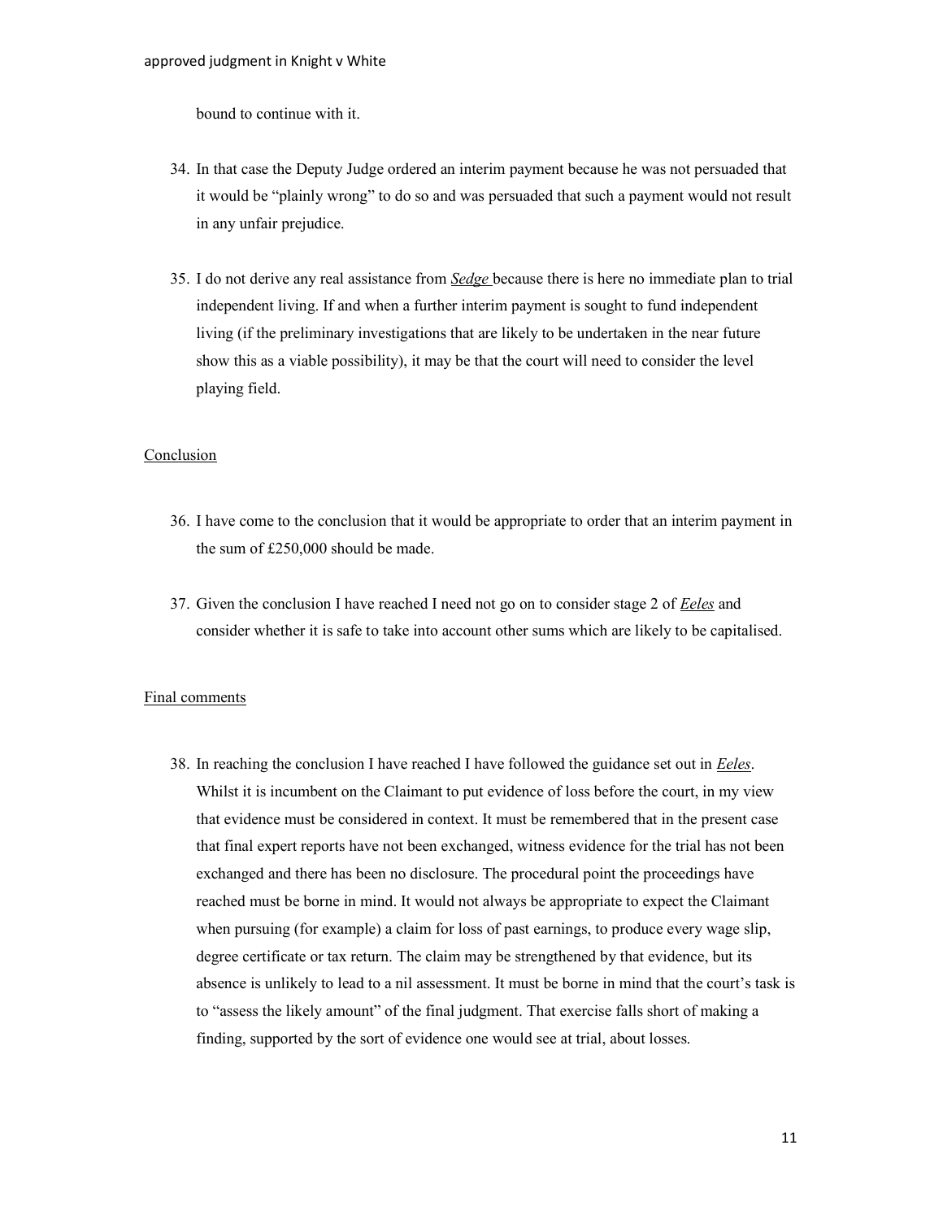bound to continue with it.

34. In that case the Deputy Judge ordered an interim payment because he was not persuaded that it would be "plainly wrong" to do so and was persuaded that such a payment would not result in any unfair prejudice.

35. I do not derive any real assistance from *Sedge* because there is here no immediate plan to trial independent living. If and when a further interim payment is sought to fund independent living (if the preliminary investigations that are likely to be undertaken in the near future show this as a viable possibility), it may be that the court will need to consider the level playing field.

## Conclusion

36. I have come to the conclusion that it would be appropriate to order that an interim payment in the sum of £250,000 should be made.

37. Given the conclusion I have reached I need not go on to consider stage 2 of *Eeles* and consider whether it is safe to take into account other sums which are likely to be capitalised.

## Final comments

38. In reaching the conclusion I have reached I have followed the guidance set out in *Eeles*. Whilst it is incumbent on the Claimant to put evidence of loss before the court, in my view that evidence must be considered in context. It must be remembered that in the present case that final expert reports have not been exchanged, witness evidence for the trial has not been exchanged and there has been no disclosure. The procedural point the proceedings have reached must be borne in mind. It would not always be appropriate to expect the Claimant when pursuing (for example) a claim for loss of past earnings, to produce every wage slip, degree certificate or tax return. The claim may be strengthened by that evidence, but its absence is unlikely to lead to a nil assessment. It must be borne in mind that the court's task is to "assess the likely amount" of the final judgment. That exercise falls short of making a finding, supported by the sort of evidence one would see at trial, about losses.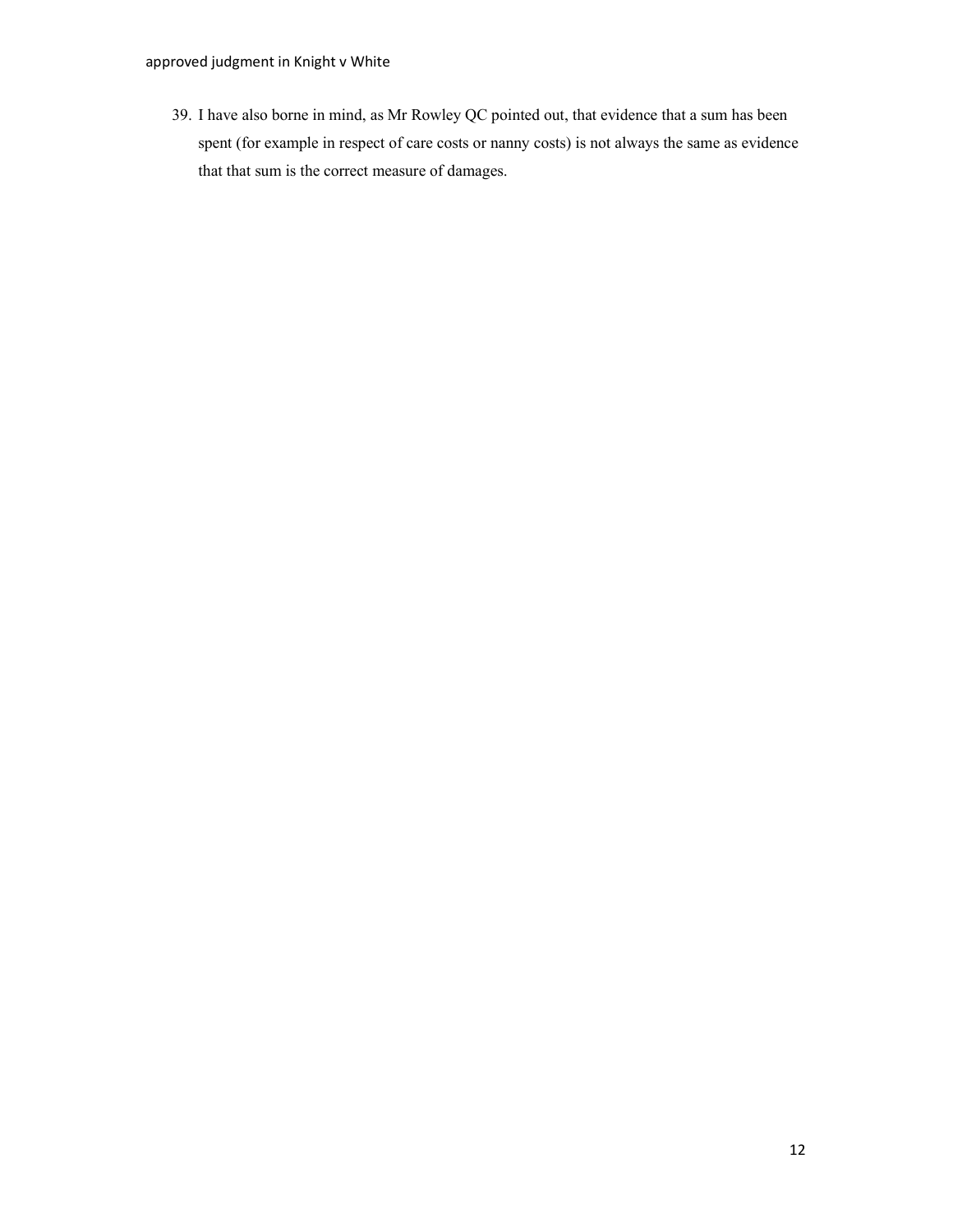39. I have also borne in mind, as Mr Rowley QC pointed out, that evidence that a sum has been spent (for example in respect of care costs or nanny costs) is not always the same as evidence that that sum is the correct measure of damages.